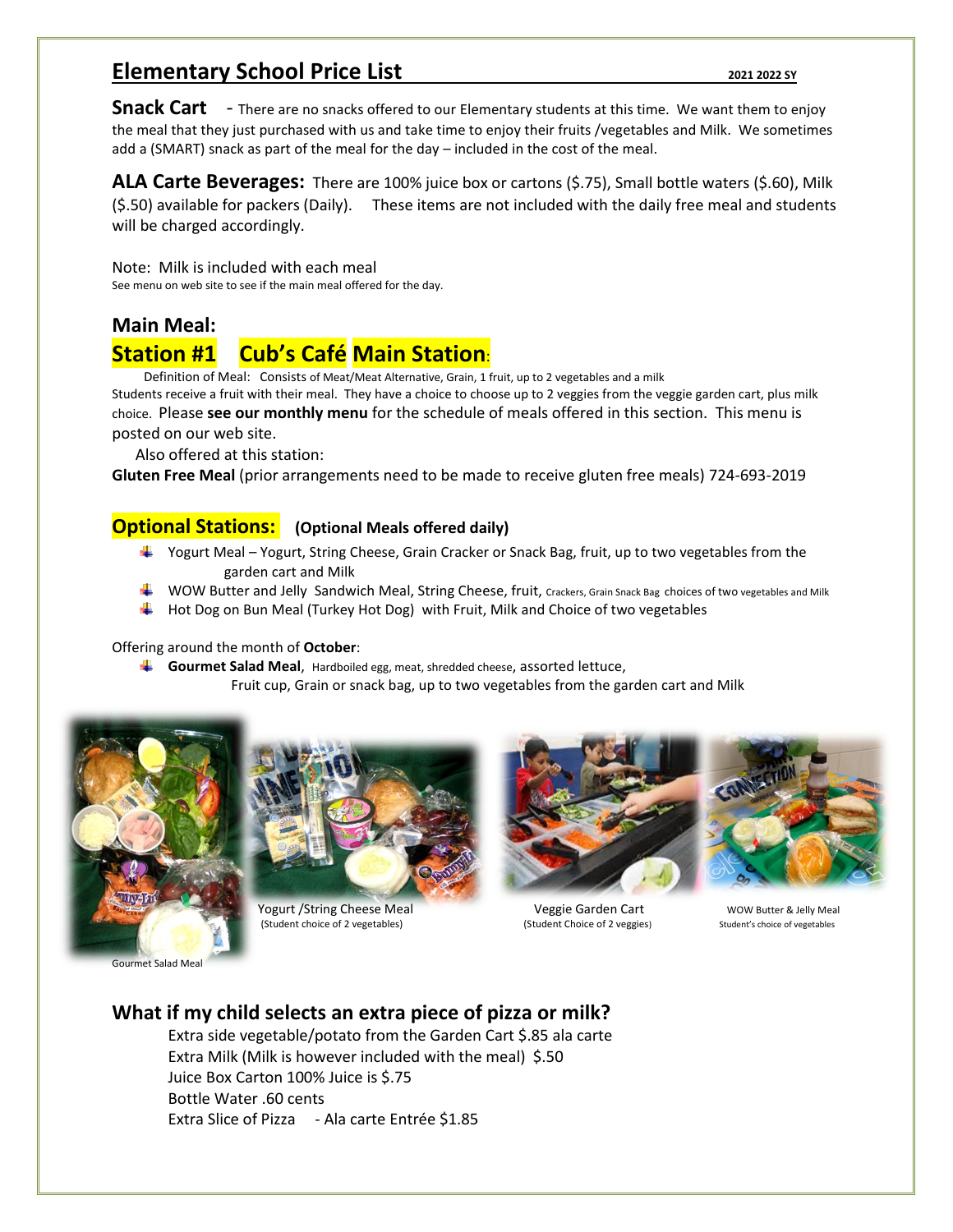# Elementary School Price List

**2021 2022 SY**

**Snack Cart** - There are no snacks offered to our Elementary students at this time. We want them to enjoy the meal that they just purchased with us and take time to enjoy their fruits /vegetables and Milk. We sometimes add a (SMART) snack as part of the meal for the day – included in the cost of the meal.

**ALA Carte Beverages:** There are 100% juice box or cartons ($.75), Small bottle waters ($.60), Milk ($.50) available for packers (Daily). These items are not included with the daily free meal and students will be charged accordingly.

Note: Milk is included with each meal
See menu on web site to see if the main meal offered for the day.

## Main Meal:

## Station #1 Cub's Café Main Station:

Definition of Meal: Consists of Meat/Meat Alternative, Grain, 1 fruit, up to 2 vegetables and a milk
Students receive a fruit with their meal. They have a choice to choose up to 2 veggies from the veggie garden cart, plus milk choice. Please **see our monthly menu** for the schedule of meals offered in this section. This menu is posted on our web site.

Also offered at this station:
**Gluten Free Meal** (prior arrangements need to be made to receive gluten free meals) 724-693-2019

## Optional Stations: (Optional Meals offered daily)

- Yogurt Meal – Yogurt, String Cheese, Grain Cracker or Snack Bag, fruit, up to two vegetables from the garden cart and Milk
- WOW Butter and Jelly Sandwich Meal, String Cheese, fruit, Crackers, Grain Snack Bag choices of two vegetables and Milk
- Hot Dog on Bun Meal (Turkey Hot Dog) with Fruit, Milk and Choice of two vegetables

Offering around the month of **October**:

- **Gourmet Salad Meal**, Hardboiled egg, meat, shredded cheese, assorted lettuce, Fruit cup, Grain or snack bag, up to two vegetables from the garden cart and Milk

Gourmet Salad Meal

Yogurt /String Cheese Meal
(Student choice of 2 vegetables)

Veggie Garden Cart
(Student Choice of 2 veggies)

WOW Butter & Jelly Meal
Student's choice of vegetables

## What if my child selects an extra piece of pizza or milk?

Extra side vegetable/potato from the Garden Cart $.85 ala carte
Extra Milk (Milk is however included with the meal) $.50
Juice Box Carton 100% Juice is $.75
Bottle Water .60 cents
Extra Slice of Pizza - Ala carte Entrée $1.85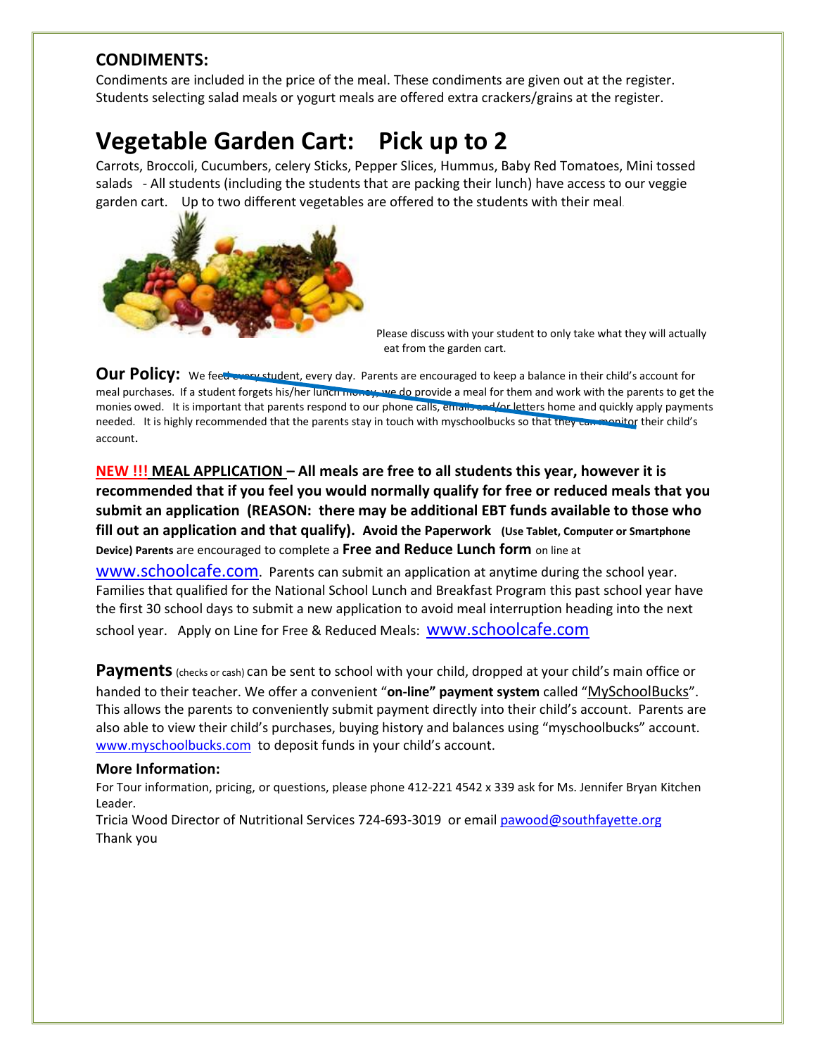## CONDIMENTS:

Condiments are included in the price of the meal. These condiments are given out at the register. Students selecting salad meals or yogurt meals are offered extra crackers/grains at the register.

# Vegetable Garden Cart: Pick up to 2

Carrots, Broccoli, Cucumbers, celery Sticks, Pepper Slices, Hummus, Baby Red Tomatoes, Mini tossed salads - All students (including the students that are packing their lunch) have access to our veggie garden cart. Up to two different vegetables are offered to the students with their meal.

Please discuss with your student to only take what they will actually eat from the garden cart.

**Our Policy:** We feed every student, every day. Parents are encouraged to keep a balance in their child's account for meal purchases. If a student forgets his/her lunch money, we do provide a meal for them and work with the parents to get the monies owed. It is important that parents respond to our phone calls, emails and/or letters home and quickly apply payments needed. It is highly recommended that the parents stay in touch with myschoolbucks so that they can monitor their child's account.

**NEW !!! MEAL APPLICATION – All meals are free to all students this year, however it is recommended that if you feel you would normally qualify for free or reduced meals that you submit an application (REASON: there may be additional EBT funds available to those who fill out an application and that qualify). Avoid the Paperwork (Use Tablet, Computer or Smartphone Device) Parents** are encouraged to complete a **Free and Reduce Lunch form** on line at www.schoolcafe.com. Parents can submit an application at anytime during the school year. Families that qualified for the National School Lunch and Breakfast Program this past school year have the first 30 school days to submit a new application to avoid meal interruption heading into the next school year. Apply on Line for Free & Reduced Meals: www.schoolcafe.com

**Payments** (checks or cash) can be sent to school with your child, dropped at your child's main office or handed to their teacher. We offer a convenient "**on-line" payment system** called "MySchoolBucks". This allows the parents to conveniently submit payment directly into their child's account. Parents are also able to view their child's purchases, buying history and balances using "myschoolbucks" account. www.myschoolbucks.com to deposit funds in your child's account.

**More Information:**

For Tour information, pricing, or questions, please phone 412-221 4542 x 339 ask for Ms. Jennifer Bryan Kitchen Leader.

Tricia Wood Director of Nutritional Services 724-693-3019 or email pawood@southfayette.org

Thank you